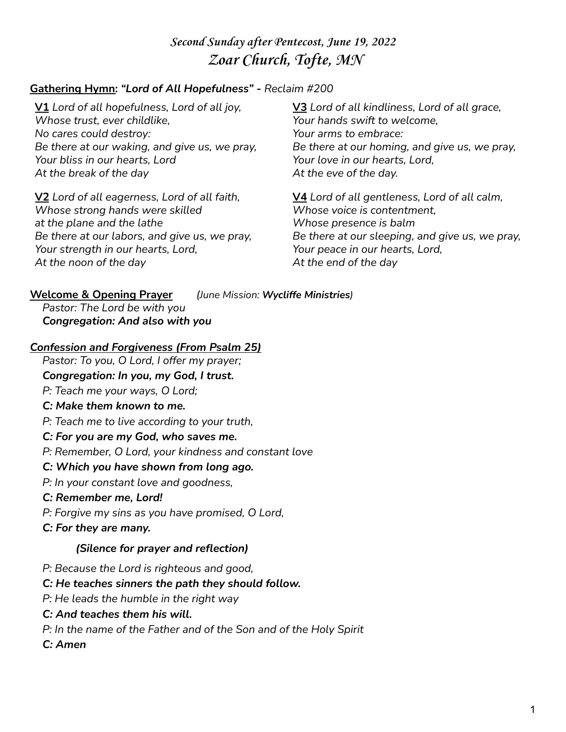# *Second Sunday after Pentecost, June 19, 2022*
# *Zoar Church, Tofte, MN*

**Gathering Hymn: *"Lord of All Hopefulness"*** - *Reclaim #200*

**V1** *Lord of all hopefulness, Lord of all joy,*
*Whose trust, ever childlike,*
*No cares could destroy:*
*Be there at our waking, and give us, we pray,*
*Your bliss in our hearts, Lord*
*At the break of the day*

**V2** *Lord of all eagerness, Lord of all faith,*
*Whose strong hands were skilled*
*at the plane and the lathe*
*Be there at our labors, and give us, we pray,*
*Your strength in our hearts, Lord,*
*At the noon of the day*

**V3** *Lord of all kindliness, Lord of all grace,*
*Your hands swift to welcome,*
*Your arms to embrace:*
*Be there at our homing, and give us, we pray,*
*Your love in our hearts, Lord,*
*At the eve of the day.*

**V4** *Lord of all gentleness, Lord of all calm,*
*Whose voice is contentment,*
*Whose presence is balm*
*Be there at our sleeping, and give us, we pray,*
*Your peace in our hearts, Lord,*
*At the end of the day*

**Welcome & Opening Prayer** *(June Mission: **Wycliffe Ministries**)*

*Pastor: The Lord be with you*
***Congregation: And also with you***

***Confession and Forgiveness (From Psalm 25)***

*Pastor: To you, O Lord, I offer my prayer;*
***Congregation: In you, my God, I trust.***
*P: Teach me your ways, O Lord;*
***C: Make them known to me.***
*P: Teach me to live according to your truth,*
***C: For you are my God, who saves me.***
*P: Remember, O Lord, your kindness and constant love*
***C: Which you have shown from long ago.***
*P: In your constant love and goodness,*
***C: Remember me, Lord!***
*P: Forgive my sins as you have promised, O Lord,*
***C: For they are many.***

***(Silence for prayer and reflection)***

*P: Because the Lord is righteous and good,*
***C: He teaches sinners the path they should follow.***
*P: He leads the humble in the right way*
***C: And teaches them his will.***
*P: In the name of the Father and of the Son and of the Holy Spirit*
***C: Amen***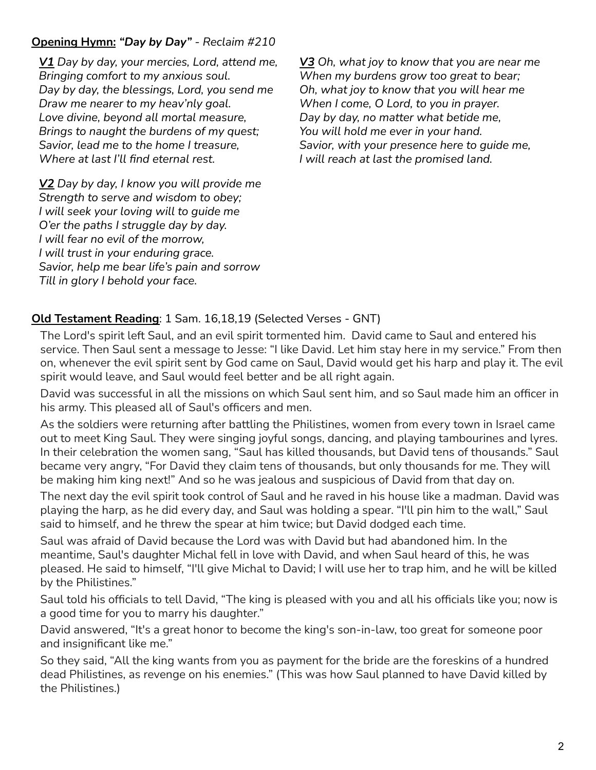**<u>Opening Hymn:</u>** ***"Day by Day"*** *- Reclaim #210*

***<u>V1</u>*** *Day by day, your mercies, Lord, attend me,*
*Bringing comfort to my anxious soul.*
*Day by day, the blessings, Lord, you send me*
*Draw me nearer to my heav'nly goal.*
*Love divine, beyond all mortal measure,*
*Brings to naught the burdens of my quest;*
*Savior, lead me to the home I treasure,*
*Where at last I'll find eternal rest.*

***<u>V2</u>*** *Day by day, I know you will provide me*
*Strength to serve and wisdom to obey;*
*I will seek your loving will to guide me*
*O'er the paths I struggle day by day.*
*I will fear no evil of the morrow,*
*I will trust in your enduring grace.*
*Savior, help me bear life's pain and sorrow*
*Till in glory I behold your face.*

***<u>V3</u>*** *Oh, what joy to know that you are near me*
*When my burdens grow too great to bear;*
*Oh, what joy to know that you will hear me*
*When I come, O Lord, to you in prayer.*
*Day by day, no matter what betide me,*
*You will hold me ever in your hand.*
*Savior, with your presence here to guide me,*
*I will reach at last the promised land.*

**<u>Old Testament Reading</u>**: 1 Sam. 16,18,19 (Selected Verses - GNT)

The Lord's spirit left Saul, and an evil spirit tormented him. David came to Saul and entered his service. Then Saul sent a message to Jesse: "I like David. Let him stay here in my service." From then on, whenever the evil spirit sent by God came on Saul, David would get his harp and play it. The evil spirit would leave, and Saul would feel better and be all right again.

David was successful in all the missions on which Saul sent him, and so Saul made him an officer in his army. This pleased all of Saul's officers and men.

As the soldiers were returning after battling the Philistines, women from every town in Israel came out to meet King Saul. They were singing joyful songs, dancing, and playing tambourines and lyres. In their celebration the women sang, "Saul has killed thousands, but David tens of thousands." Saul became very angry, "For David they claim tens of thousands, but only thousands for me. They will be making him king next!" And so he was jealous and suspicious of David from that day on.

The next day the evil spirit took control of Saul and he raved in his house like a madman. David was playing the harp, as he did every day, and Saul was holding a spear. "I'll pin him to the wall," Saul said to himself, and he threw the spear at him twice; but David dodged each time.

Saul was afraid of David because the Lord was with David but had abandoned him. In the meantime, Saul's daughter Michal fell in love with David, and when Saul heard of this, he was pleased. He said to himself, "I'll give Michal to David; I will use her to trap him, and he will be killed by the Philistines."

Saul told his officials to tell David, "The king is pleased with you and all his officials like you; now is a good time for you to marry his daughter."

David answered, "It's a great honor to become the king's son-in-law, too great for someone poor and insignificant like me."

So they said, "All the king wants from you as payment for the bride are the foreskins of a hundred dead Philistines, as revenge on his enemies." (This was how Saul planned to have David killed by the Philistines.)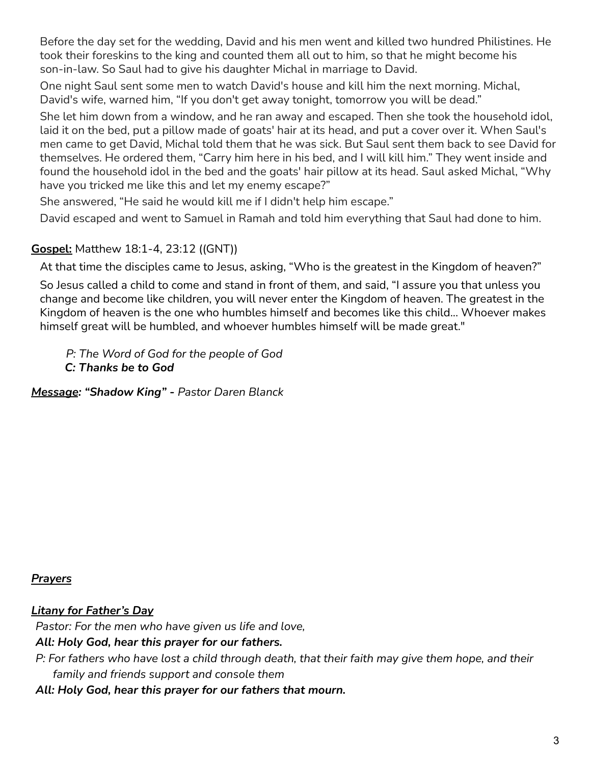Before the day set for the wedding, David and his men went and killed two hundred Philistines. He took their foreskins to the king and counted them all out to him, so that he might become his son-in-law. So Saul had to give his daughter Michal in marriage to David.

One night Saul sent some men to watch David's house and kill him the next morning. Michal, David's wife, warned him, “If you don't get away tonight, tomorrow you will be dead.”

She let him down from a window, and he ran away and escaped. Then she took the household idol, laid it on the bed, put a pillow made of goats' hair at its head, and put a cover over it. When Saul's men came to get David, Michal told them that he was sick. But Saul sent them back to see David for themselves. He ordered them, “Carry him here in his bed, and I will kill him.” They went inside and found the household idol in the bed and the goats' hair pillow at its head. Saul asked Michal, “Why have you tricked me like this and let my enemy escape?”

She answered, “He said he would kill me if I didn't help him escape.”

David escaped and went to Samuel in Ramah and told him everything that Saul had done to him.

**<u>Gospel:</u>** Matthew 18:1-4, 23:12 ((GNT))

At that time the disciples came to Jesus, asking, “Who is the greatest in the Kingdom of heaven?”

So Jesus called a child to come and stand in front of them, and said, “I assure you that unless you change and become like children, you will never enter the Kingdom of heaven. The greatest in the Kingdom of heaven is the one who humbles himself and becomes like this child... Whoever makes himself great will be humbled, and whoever humbles himself will be made great."

*P: The Word of God for the people of God*
***C: Thanks be to God***

***<u>Message</u>: “Shadow King” -*** *Pastor Daren Blanck*

***<u>Prayers</u>***

***<u>Litany for Father’s Day</u>***

*Pastor: For the men who have given us life and love,*
***All: Holy God, hear this prayer for our fathers.***

*P: For fathers who have lost a child through death, that their faith may give them hope, and their family and friends support and console them*
***All: Holy God, hear this prayer for our fathers that mourn.***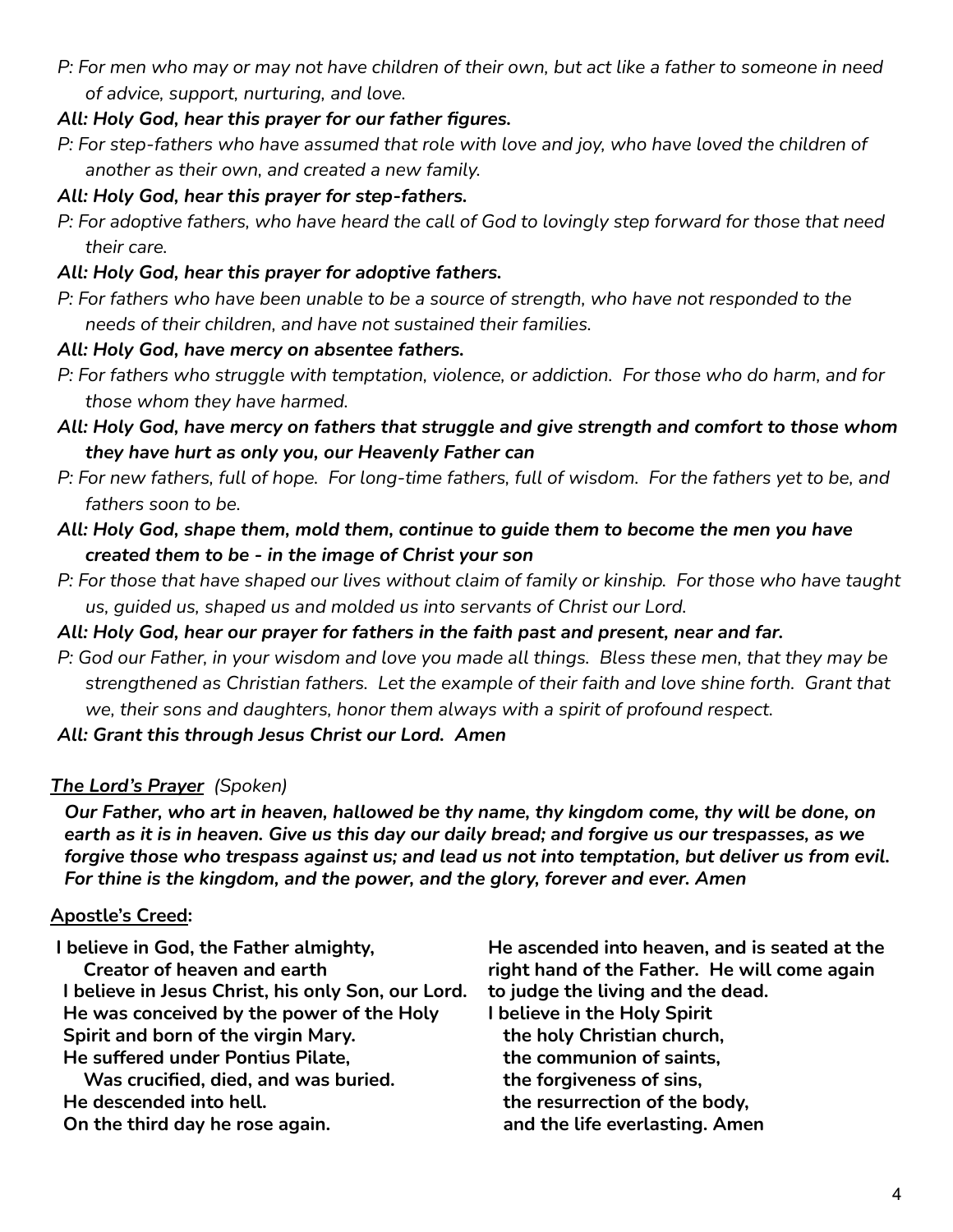*P: For men who may or may not have children of their own, but act like a father to someone in need of advice, support, nurturing, and love.*

***All: Holy God, hear this prayer for our father figures.***

*P: For step-fathers who have assumed that role with love and joy, who have loved the children of another as their own, and created a new family.*

***All: Holy God, hear this prayer for step-fathers.***

*P: For adoptive fathers, who have heard the call of God to lovingly step forward for those that need their care.*

***All: Holy God, hear this prayer for adoptive fathers.***

*P: For fathers who have been unable to be a source of strength, who have not responded to the needs of their children, and have not sustained their families.*

***All: Holy God, have mercy on absentee fathers.***

*P: For fathers who struggle with temptation, violence, or addiction. For those who do harm, and for those whom they have harmed.*

***All: Holy God, have mercy on fathers that struggle and give strength and comfort to those whom they have hurt as only you, our Heavenly Father can***

*P: For new fathers, full of hope. For long-time fathers, full of wisdom. For the fathers yet to be, and fathers soon to be.*

***All: Holy God, shape them, mold them, continue to guide them to become the men you have created them to be - in the image of Christ your son***

*P: For those that have shaped our lives without claim of family or kinship. For those who have taught us, guided us, shaped us and molded us into servants of Christ our Lord.*

***All: Holy God, hear our prayer for fathers in the faith past and present, near and far.***

*P: God our Father, in your wisdom and love you made all things. Bless these men, that they may be strengthened as Christian fathers. Let the example of their faith and love shine forth. Grant that we, their sons and daughters, honor them always with a spirit of profound respect.*

***All: Grant this through Jesus Christ our Lord. Amen***

***The Lord's Prayer*** *(Spoken)*

***Our Father, who art in heaven, hallowed be thy name, thy kingdom come, thy will be done, on earth as it is in heaven. Give us this day our daily bread; and forgive us our trespasses, as we forgive those who trespass against us; and lead us not into temptation, but deliver us from evil. For thine is the kingdom, and the power, and the glory, forever and ever. Amen***

**Apostle's Creed:**

**I believe in God, the Father almighty,**
**Creator of heaven and earth**
**I believe in Jesus Christ, his only Son, our Lord.**
**He was conceived by the power of the Holy Spirit and born of the virgin Mary.**
**He suffered under Pontius Pilate,**
**Was crucified, died, and was buried.**
**He descended into hell.**
**On the third day he rose again.**
**He ascended into heaven, and is seated at the right hand of the Father. He will come again to judge the living and the dead.**
**I believe in the Holy Spirit**
**the holy Christian church,**
**the communion of saints,**
**the forgiveness of sins,**
**the resurrection of the body,**
**and the life everlasting. Amen**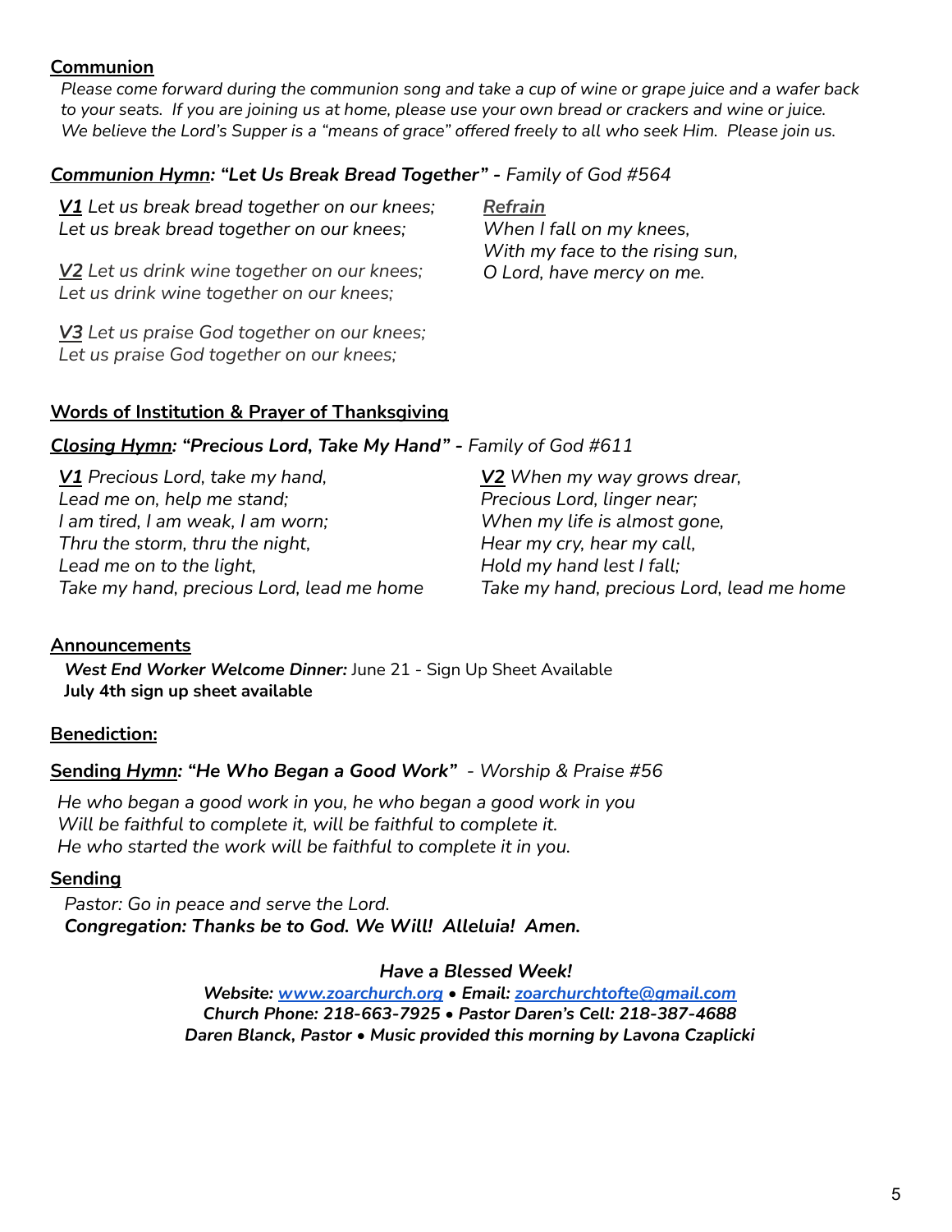**Communion**

*Please come forward during the communion song and take a cup of wine or grape juice and a wafer back to your seats. If you are joining us at home, please use your own bread or crackers and wine or juice. We believe the Lord's Supper is a "means of grace" offered freely to all who seek Him. Please join us.*

***Communion Hymn*****: "Let Us Break Bread Together" -** *Family of God #564*

***V1*** *Let us break bread together on our knees;*
*Let us break bread together on our knees;*

***V2*** *Let us drink wine together on our knees;*
*Let us drink wine together on our knees;*

***V3*** *Let us praise God together on our knees;*
*Let us praise God together on our knees;*

***Refrain***
*When I fall on my knees,*
*With my face to the rising sun,*
*O Lord, have mercy on me.*

**Words of Institution & Prayer of Thanksgiving**

***Closing Hymn*****: "Precious Lord, Take My Hand" -** *Family of God #611*

***V1*** *Precious Lord, take my hand,*
*Lead me on, help me stand;*
*I am tired, I am weak, I am worn;*
*Thru the storm, thru the night,*
*Lead me on to the light,*
*Take my hand, precious Lord, lead me home*

***V2*** *When my way grows drear,*
*Precious Lord, linger near;*
*When my life is almost gone,*
*Hear my cry, hear my call,*
*Hold my hand lest I fall;*
*Take my hand, precious Lord, lead me home*

**Announcements**

***West End Worker Welcome Dinner:*** June 21 - Sign Up Sheet Available
**July 4th sign up sheet available**

**Benediction:**

**Sending *Hymn*: "He Who Began a Good Work"** *- Worship & Praise #56*

*He who began a good work in you, he who began a good work in you*
*Will be faithful to complete it, will be faithful to complete it.*
*He who started the work will be faithful to complete it in you.*

**Sending**

*Pastor: Go in peace and serve the Lord.*
***Congregation: Thanks be to God. We Will! Alleluia! Amen.***

***Have a Blessed Week!***
***Website: www.zoarchurch.org • Email: zoarchurchtofte@gmail.com***
***Church Phone: 218-663-7925 • Pastor Daren's Cell: 218-387-4688***
***Daren Blanck, Pastor • Music provided this morning by Lavona Czaplicki***